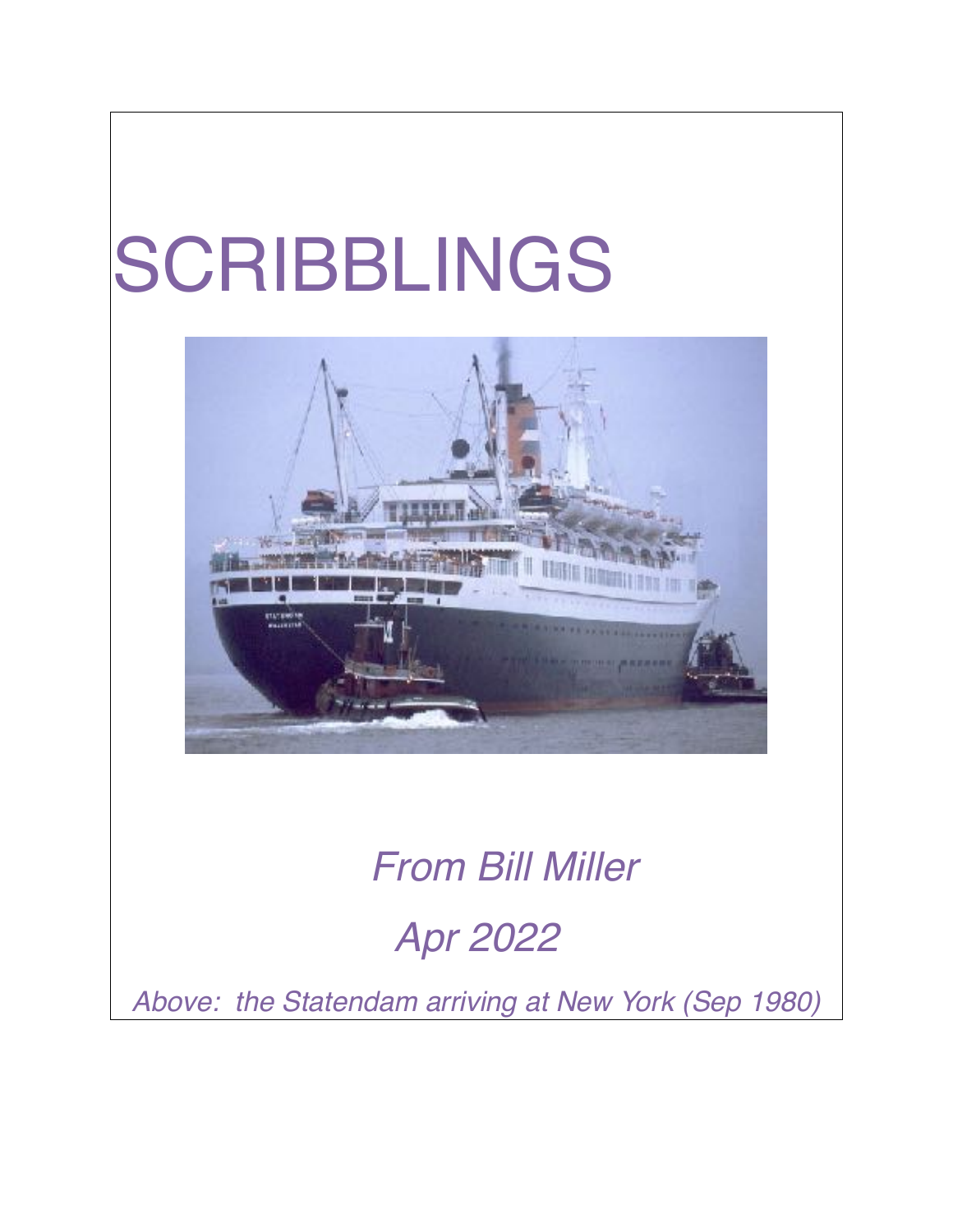# SCRIBBLINGS

*From Bill Miller*

*Apr 2022*

*Above: the Statendam arriving at New York (Sep 1980)*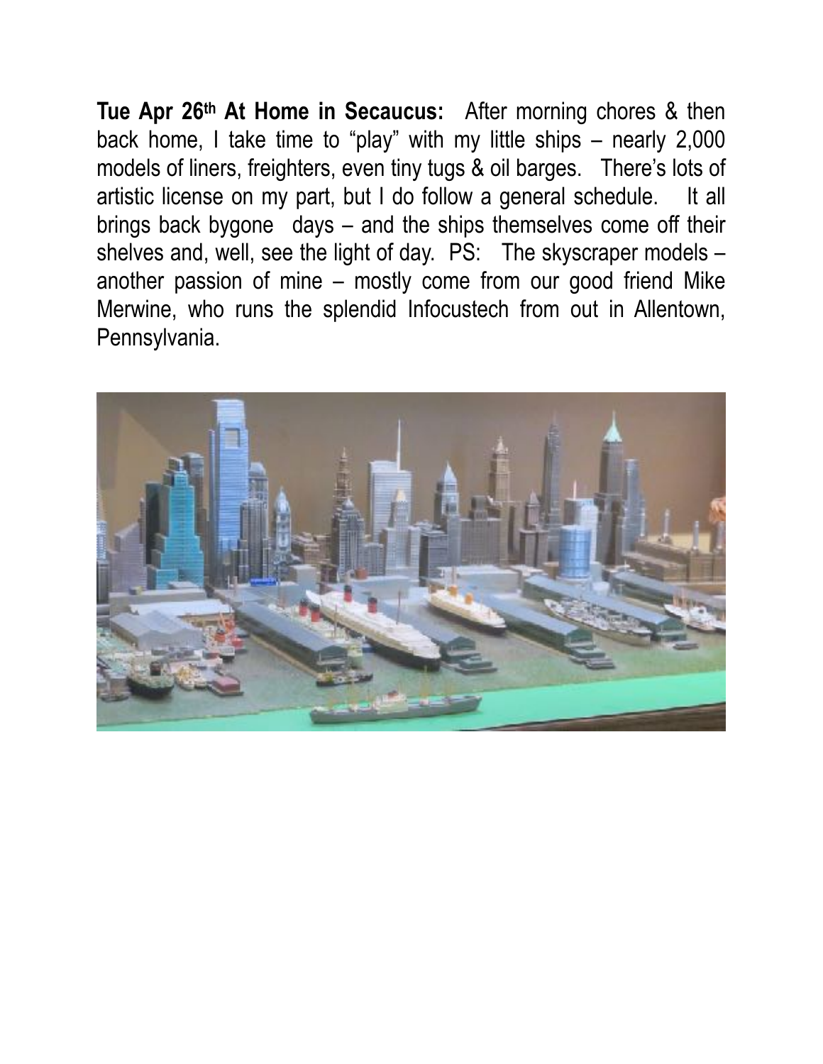**Tue Apr 26th At Home in Secaucus:** After morning chores & then back home, I take time to "play" with my little ships – nearly 2,000 models of liners, freighters, even tiny tugs & oil barges. There's lots of artistic license on my part, but I do follow a general schedule. It all brings back bygone days – and the ships themselves come off their shelves and, well, see the light of day. PS: The skyscraper models – another passion of mine – mostly come from our good friend Mike Merwine, who runs the splendid Infocustech from out in Allentown, Pennsylvania.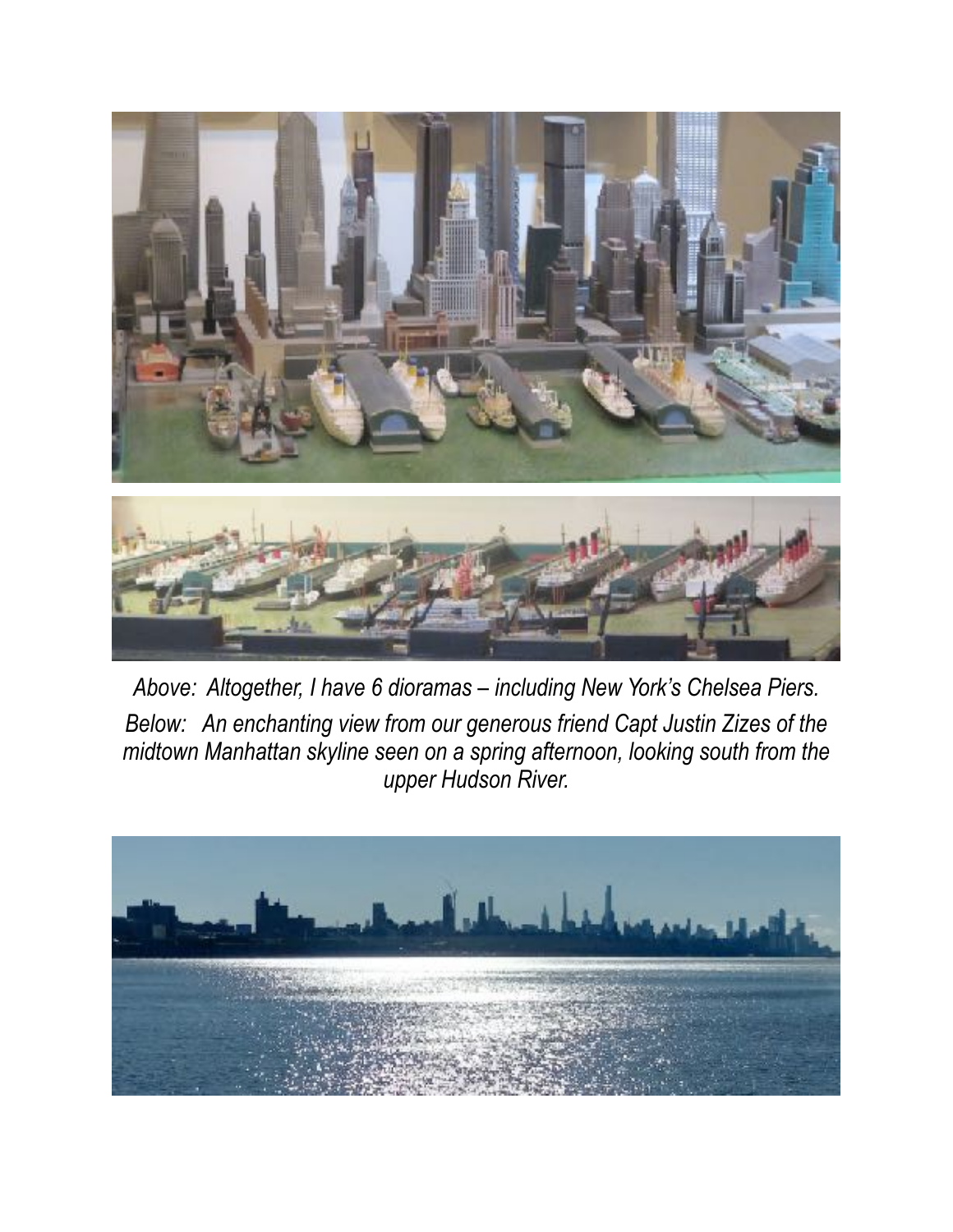*Above: Altogether, I have 6 dioramas – including New York's Chelsea Piers.*

*Below: An enchanting view from our generous friend Capt Justin Zizes of the midtown Manhattan skyline seen on a spring afternoon, looking south from the upper Hudson River.*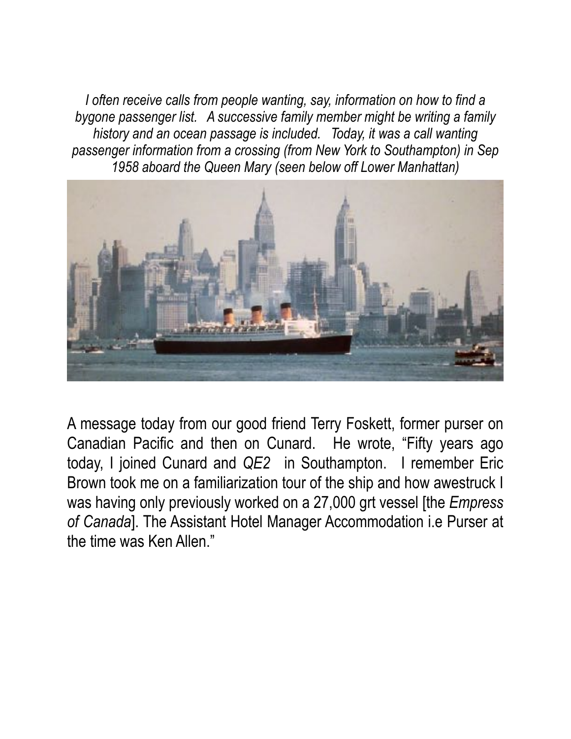*I often receive calls from people wanting, say, information on how to find a bygone passenger list. A successive family member might be writing a family history and an ocean passage is included. Today, it was a call wanting passenger information from a crossing (from New York to Southampton) in Sep 1958 aboard the Queen Mary (seen below off Lower Manhattan)*

A message today from our good friend Terry Foskett, former purser on Canadian Pacific and then on Cunard. He wrote, "Fifty years ago today, I joined Cunard and *QE2* in Southampton. I remember Eric Brown took me on a familiarization tour of the ship and how awestruck I was having only previously worked on a 27,000 grt vessel [the *Empress of Canada*]. The Assistant Hotel Manager Accommodation i.e Purser at the time was Ken Allen."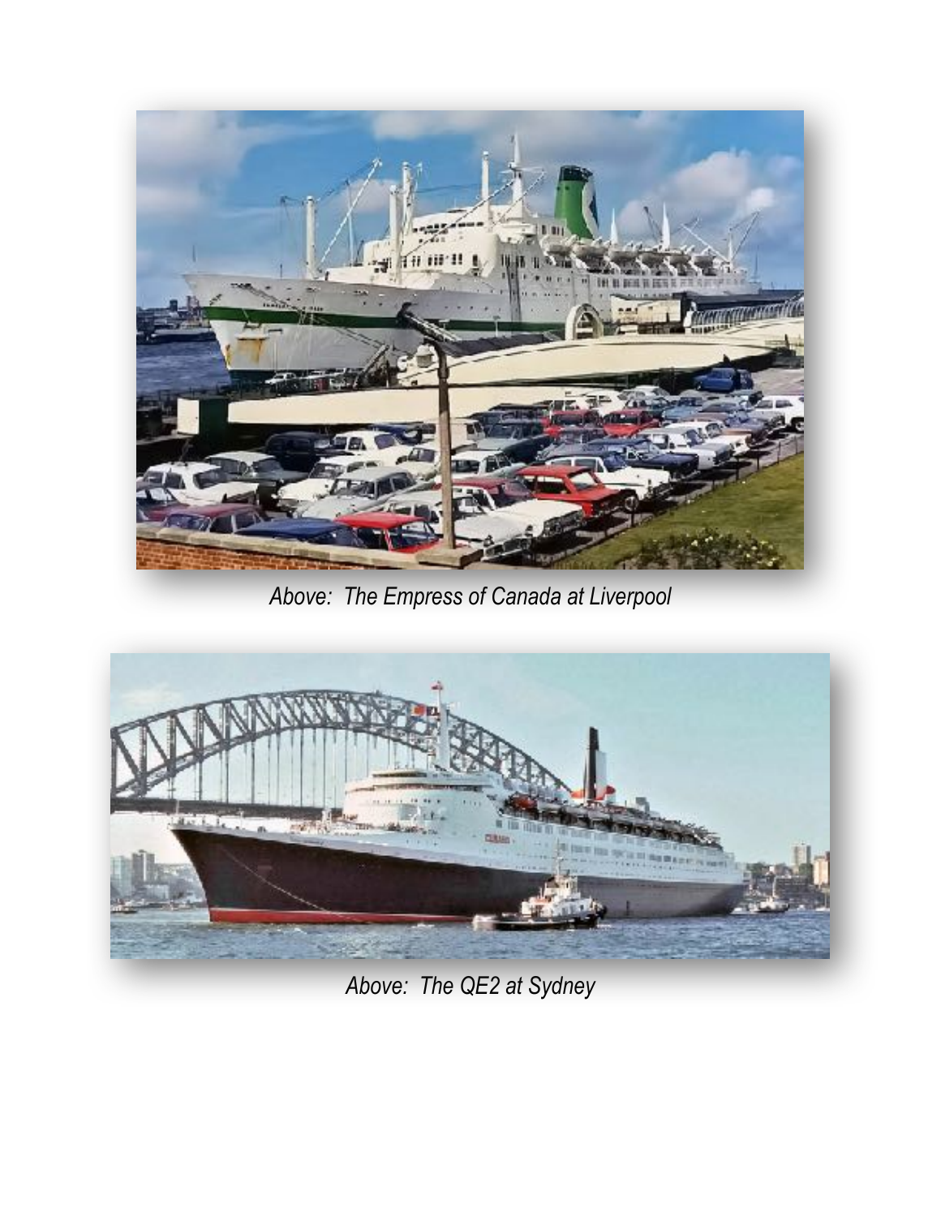*Above: The Empress of Canada at Liverpool*

*Above: The QE2 at Sydney*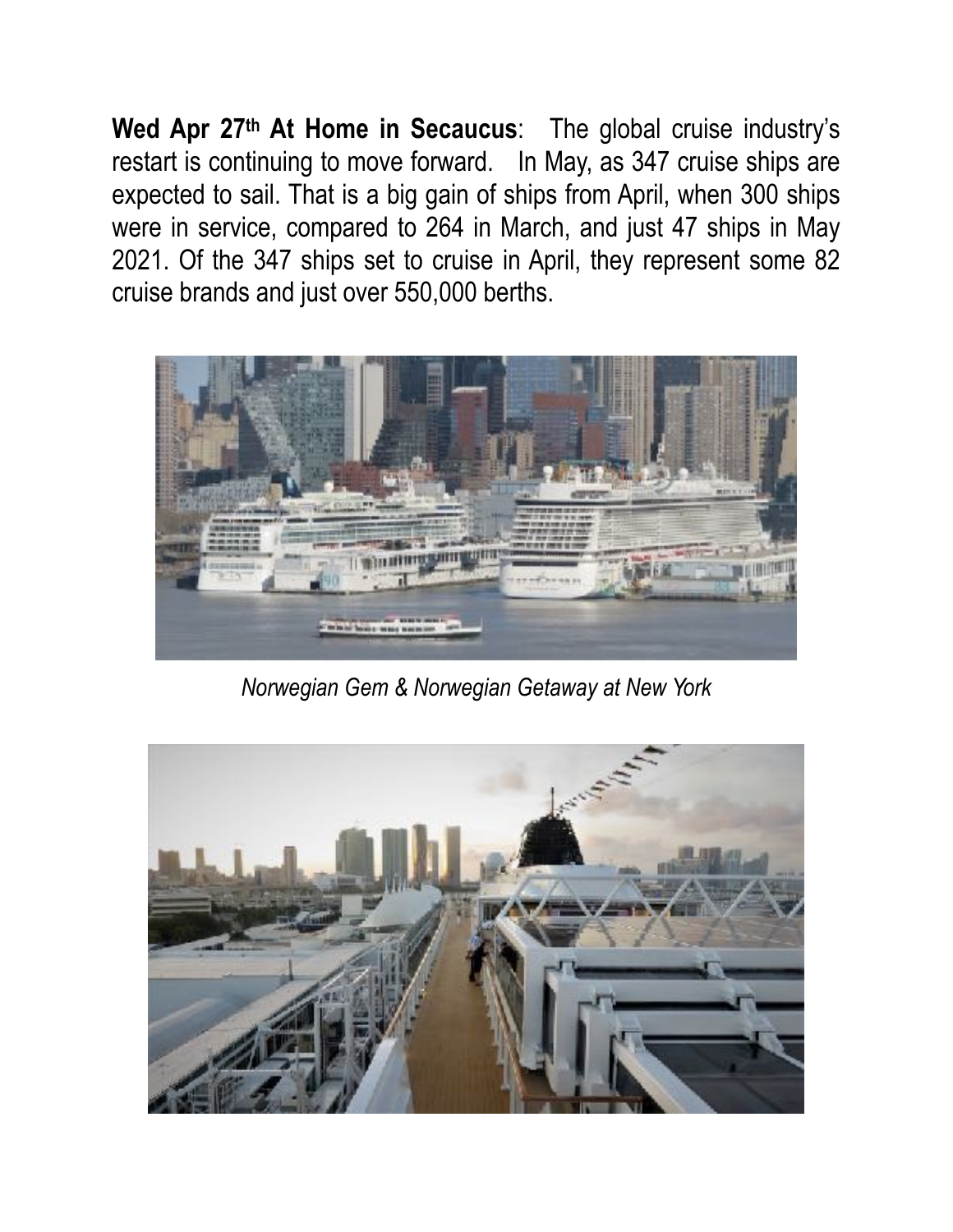**Wed Apr 27th At Home in Secaucus**: The global cruise industry's restart is continuing to move forward. In May, as 347 cruise ships are expected to sail. That is a big gain of ships from April, when 300 ships were in service, compared to 264 in March, and just 47 ships in May 2021. Of the 347 ships set to cruise in April, they represent some 82 cruise brands and just over 550,000 berths.

*Norwegian Gem & Norwegian Getaway at New York*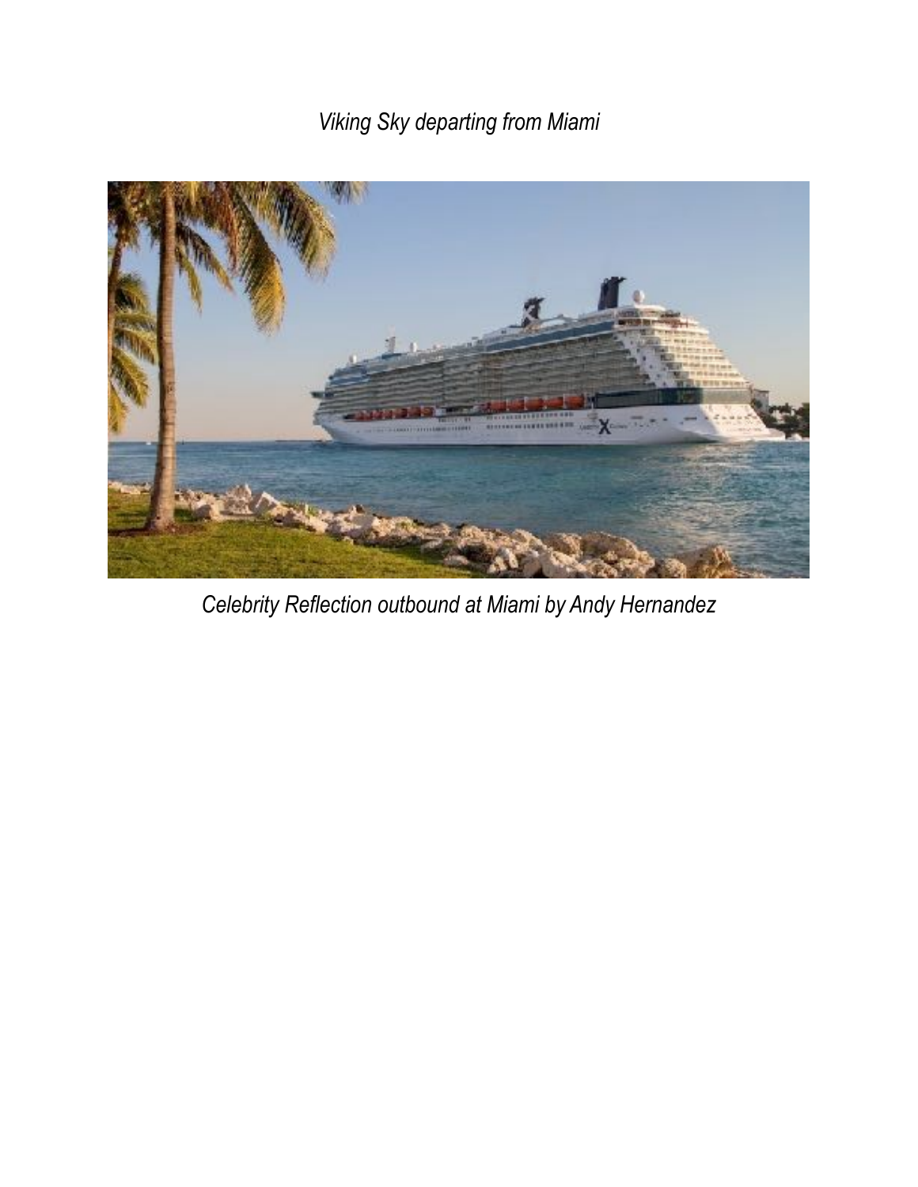*Viking Sky departing from Miami*

*Celebrity Reflection outbound at Miami by Andy Hernandez*